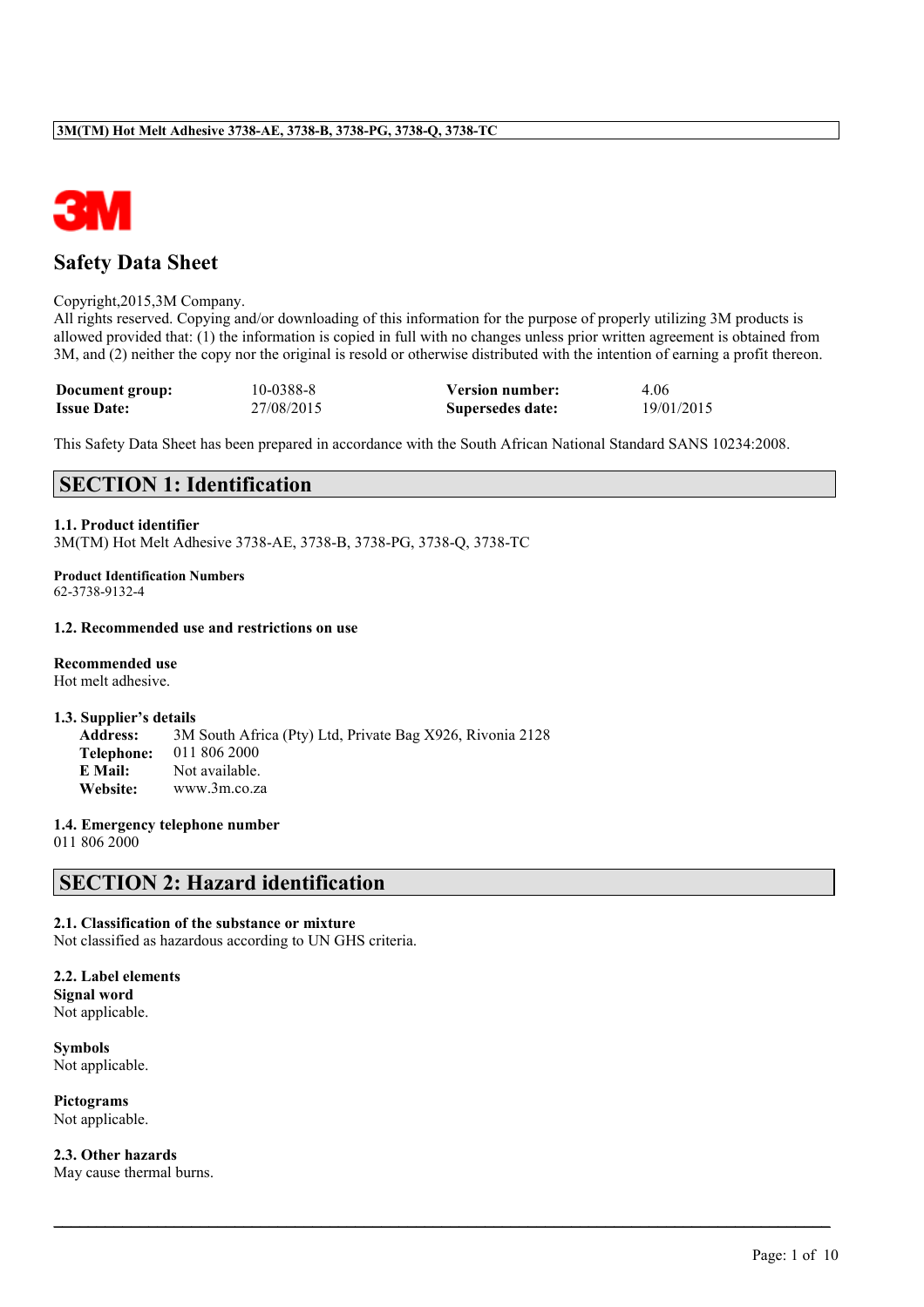# Safety Data Sheet

Copyright,2015,3M Company.
All rights reserved. Copying and/or downloading of this information for the purpose of properly utilizing 3M products is allowed provided that: (1) the information is copied in full with no changes unless prior written agreement is obtained from 3M, and (2) neither the copy nor the original is resold or otherwise distributed with the intention of earning a profit thereon.

| | | | |
|---|---|---|---|
| **Document group:** | 10-0388-8 | **Version number:** | 4.06 |
| **Issue Date:** | 27/08/2015 | **Supersedes date:** | 19/01/2015 |

This Safety Data Sheet has been prepared in accordance with the South African National Standard SANS 10234:2008.

## SECTION 1: Identification

**1.1. Product identifier**
3M(TM) Hot Melt Adhesive 3738-AE, 3738-B, 3738-PG, 3738-Q, 3738-TC

**Product Identification Numbers**
62-3738-9132-4

**1.2. Recommended use and restrictions on use**

**Recommended use**
Hot melt adhesive.

**1.3. Supplier's details**

**Address:** 3M South Africa (Pty) Ltd, Private Bag X926, Rivonia 2128
**Telephone:** 011 806 2000
**E Mail:** Not available.
**Website:** www.3m.co.za

**1.4. Emergency telephone number**
011 806 2000

## SECTION 2: Hazard identification

**2.1. Classification of the substance or mixture**
Not classified as hazardous according to UN GHS criteria.

**2.2. Label elements**
**Signal word**
Not applicable.

**Symbols**
Not applicable.

**Pictograms**
Not applicable.

**2.3. Other hazards**
May cause thermal burns.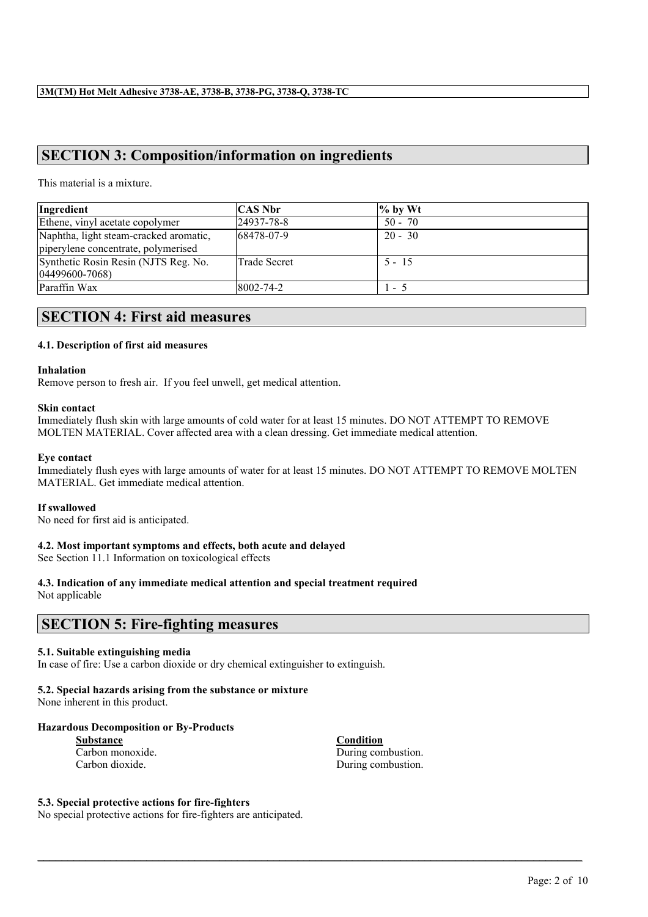## SECTION 3: Composition/information on ingredients

This material is a mixture.

| Ingredient | CAS Nbr | % by Wt |
|---|---|---|
| Ethene, vinyl acetate copolymer | 24937-78-8 | 50 - 70 |
| Naphtha, light steam-cracked aromatic, piperylene concentrate, polymerised | 68478-07-9 | 20 - 30 |
| Synthetic Rosin Resin (NJTS Reg. No. 04499600-7068) | Trade Secret | 5 - 15 |
| Paraffin Wax | 8002-74-2 | 1 - 5 |

## SECTION 4: First aid measures

### 4.1. Description of first aid measures

**Inhalation**
Remove person to fresh air. If you feel unwell, get medical attention.

**Skin contact**
Immediately flush skin with large amounts of cold water for at least 15 minutes. DO NOT ATTEMPT TO REMOVE MOLTEN MATERIAL. Cover affected area with a clean dressing. Get immediate medical attention.

**Eye contact**
Immediately flush eyes with large amounts of water for at least 15 minutes. DO NOT ATTEMPT TO REMOVE MOLTEN MATERIAL. Get immediate medical attention.

**If swallowed**
No need for first aid is anticipated.

### 4.2. Most important symptoms and effects, both acute and delayed
See Section 11.1 Information on toxicological effects

### 4.3. Indication of any immediate medical attention and special treatment required
Not applicable

## SECTION 5: Fire-fighting measures

### 5.1. Suitable extinguishing media
In case of fire: Use a carbon dioxide or dry chemical extinguisher to extinguish.

### 5.2. Special hazards arising from the substance or mixture
None inherent in this product.

**Hazardous Decomposition or By-Products**

| Substance | Condition |
|---|---|
| Carbon monoxide. | During combustion. |
| Carbon dioxide. | During combustion. |

### 5.3. Special protective actions for fire-fighters
No special protective actions for fire-fighters are anticipated.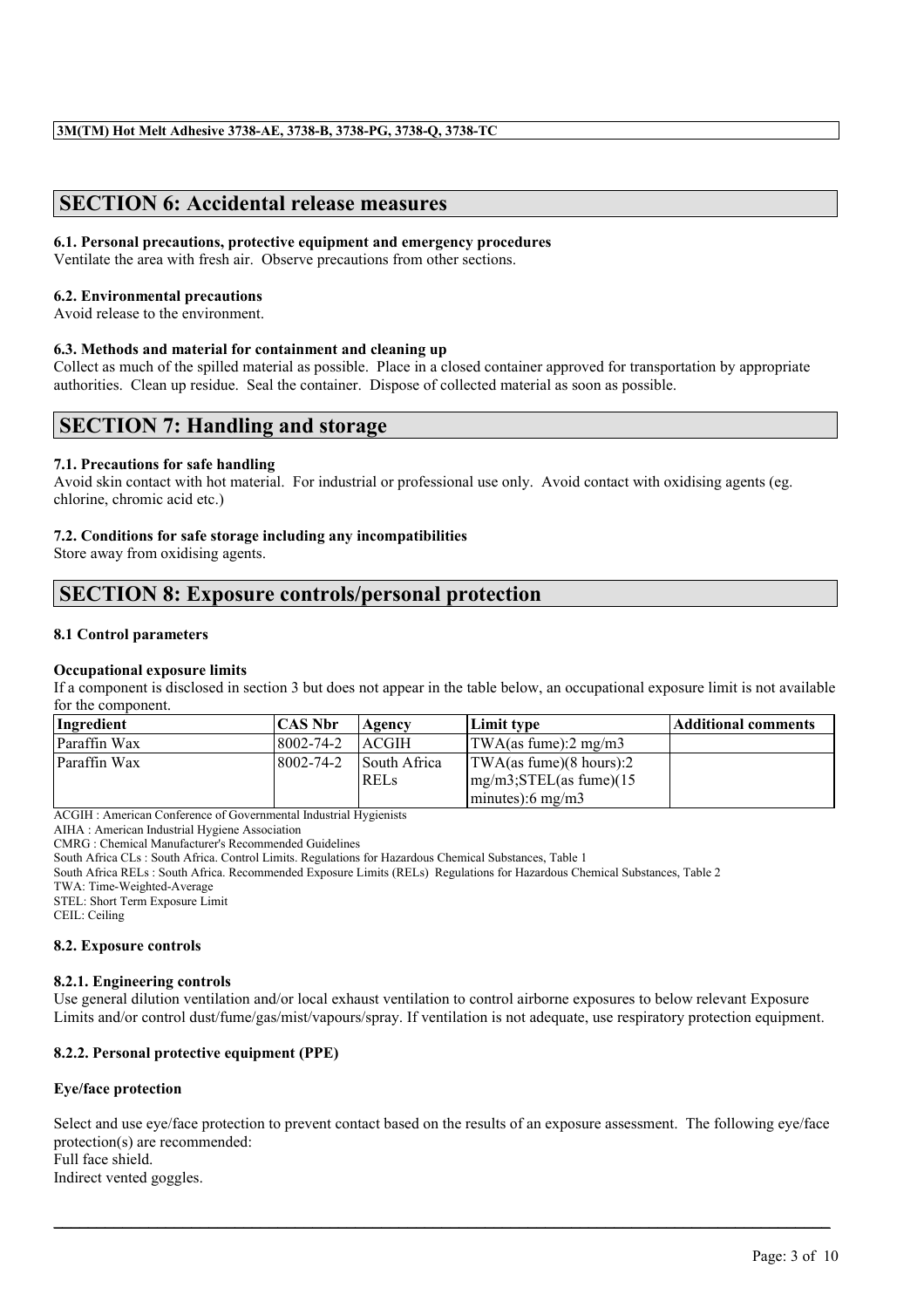## SECTION 6: Accidental release measures

### 6.1. Personal precautions, protective equipment and emergency procedures

Ventilate the area with fresh air. Observe precautions from other sections.

### 6.2. Environmental precautions

Avoid release to the environment.

### 6.3. Methods and material for containment and cleaning up

Collect as much of the spilled material as possible. Place in a closed container approved for transportation by appropriate authorities. Clean up residue. Seal the container. Dispose of collected material as soon as possible.

## SECTION 7: Handling and storage

### 7.1. Precautions for safe handling

Avoid skin contact with hot material. For industrial or professional use only. Avoid contact with oxidising agents (eg. chlorine, chromic acid etc.)

### 7.2. Conditions for safe storage including any incompatibilities

Store away from oxidising agents.

## SECTION 8: Exposure controls/personal protection

### 8.1 Control parameters

**Occupational exposure limits**

If a component is disclosed in section 3 but does not appear in the table below, an occupational exposure limit is not available for the component.

| Ingredient | CAS Nbr | Agency | Limit type | Additional comments |
|---|---|---|---|---|
| Paraffin Wax | 8002-74-2 | ACGIH | TWA(as fume):2 mg/m3 | |
| Paraffin Wax | 8002-74-2 | South Africa RELs | TWA(as fume)(8 hours):2 mg/m3;STEL(as fume)(15 minutes):6 mg/m3 | |

ACGIH : American Conference of Governmental Industrial Hygienists
AIHA : American Industrial Hygiene Association
CMRG : Chemical Manufacturer's Recommended Guidelines
South Africa CLs : South Africa. Control Limits. Regulations for Hazardous Chemical Substances, Table 1
South Africa RELs : South Africa. Recommended Exposure Limits (RELs) Regulations for Hazardous Chemical Substances, Table 2
TWA: Time-Weighted-Average
STEL: Short Term Exposure Limit
CEIL: Ceiling

### 8.2. Exposure controls

#### 8.2.1. Engineering controls

Use general dilution ventilation and/or local exhaust ventilation to control airborne exposures to below relevant Exposure Limits and/or control dust/fume/gas/mist/vapours/spray. If ventilation is not adequate, use respiratory protection equipment.

#### 8.2.2. Personal protective equipment (PPE)

**Eye/face protection**

Select and use eye/face protection to prevent contact based on the results of an exposure assessment. The following eye/face protection(s) are recommended:
Full face shield.
Indirect vented goggles.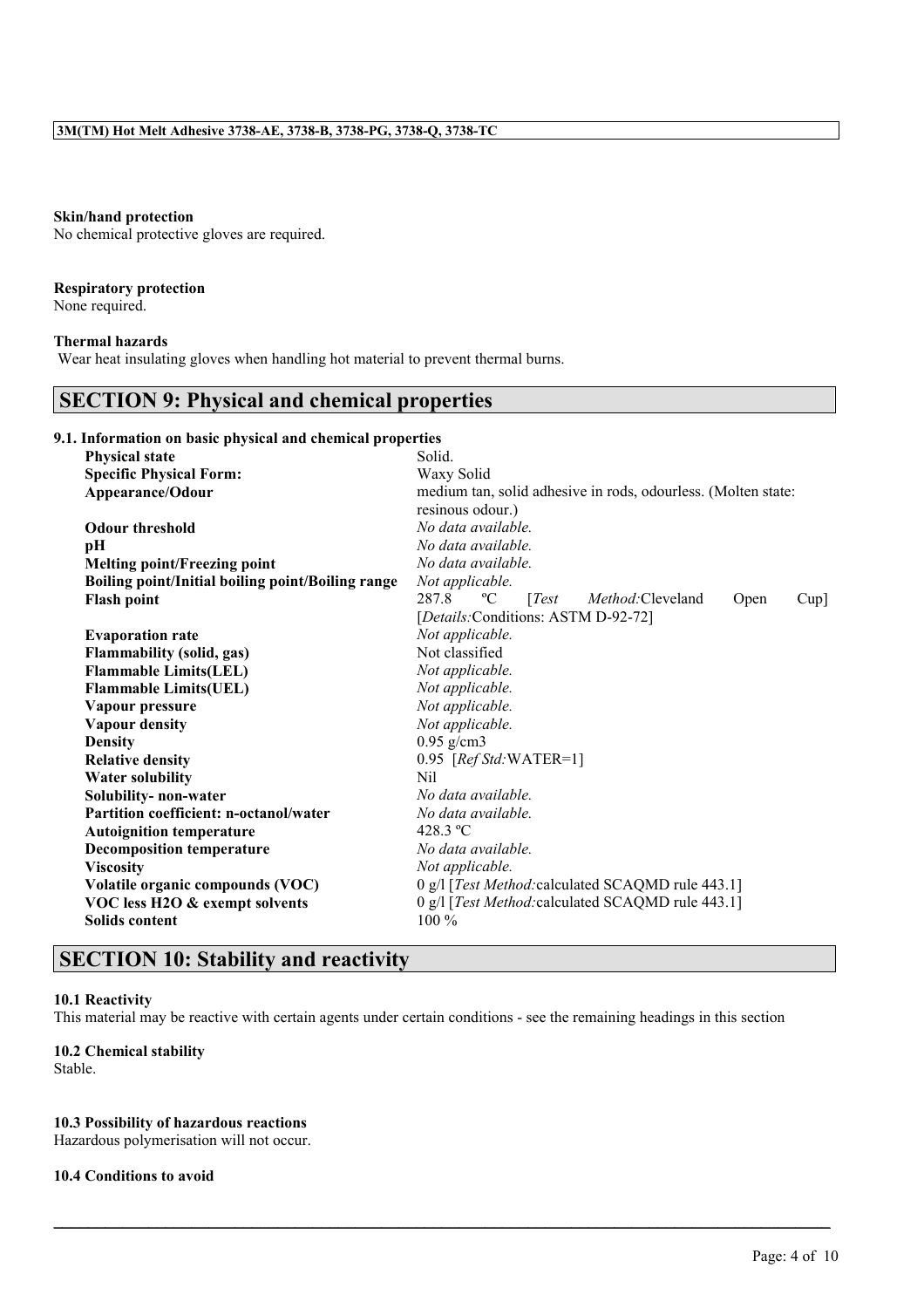**Skin/hand protection**
No chemical protective gloves are required.

**Respiratory protection**
None required.

**Thermal hazards**
Wear heat insulating gloves when handling hot material to prevent thermal burns.

## SECTION 9: Physical and chemical properties

### 9.1. Information on basic physical and chemical properties

| | |
|---|---|
| **Physical state** | Solid. |
| **Specific Physical Form:** | Waxy Solid |
| **Appearance/Odour** | medium tan, solid adhesive in rods, odourless. (Molten state: resinous odour.) |
| **Odour threshold** | *No data available.* |
| **pH** | *No data available.* |
| **Melting point/Freezing point** | *No data available.* |
| **Boiling point/Initial boiling point/Boiling range** | *Not applicable.* |
| **Flash point** | 287.8 ºC [*Test Method:*Cleveland Open Cup] [*Details:*Conditions: ASTM D-92-72] |
| **Evaporation rate** | *Not applicable.* |
| **Flammability (solid, gas)** | Not classified |
| **Flammable Limits(LEL)** | *Not applicable.* |
| **Flammable Limits(UEL)** | *Not applicable.* |
| **Vapour pressure** | *Not applicable.* |
| **Vapour density** | *Not applicable.* |
| **Density** | 0.95 g/cm3 |
| **Relative density** | 0.95 [*Ref Std:*WATER=1] |
| **Water solubility** | Nil |
| **Solubility- non-water** | *No data available.* |
| **Partition coefficient: n-octanol/water** | *No data available.* |
| **Autoignition temperature** | 428.3 ºC |
| **Decomposition temperature** | *No data available.* |
| **Viscosity** | *Not applicable.* |
| **Volatile organic compounds (VOC)** | 0 g/l [*Test Method:*calculated SCAQMD rule 443.1] |
| **VOC less H2O & exempt solvents** | 0 g/l [*Test Method:*calculated SCAQMD rule 443.1] |
| **Solids content** | 100 % |

## SECTION 10: Stability and reactivity

**10.1 Reactivity**
This material may be reactive with certain agents under certain conditions - see the remaining headings in this section

**10.2 Chemical stability**
Stable.

**10.3 Possibility of hazardous reactions**
Hazardous polymerisation will not occur.

**10.4 Conditions to avoid**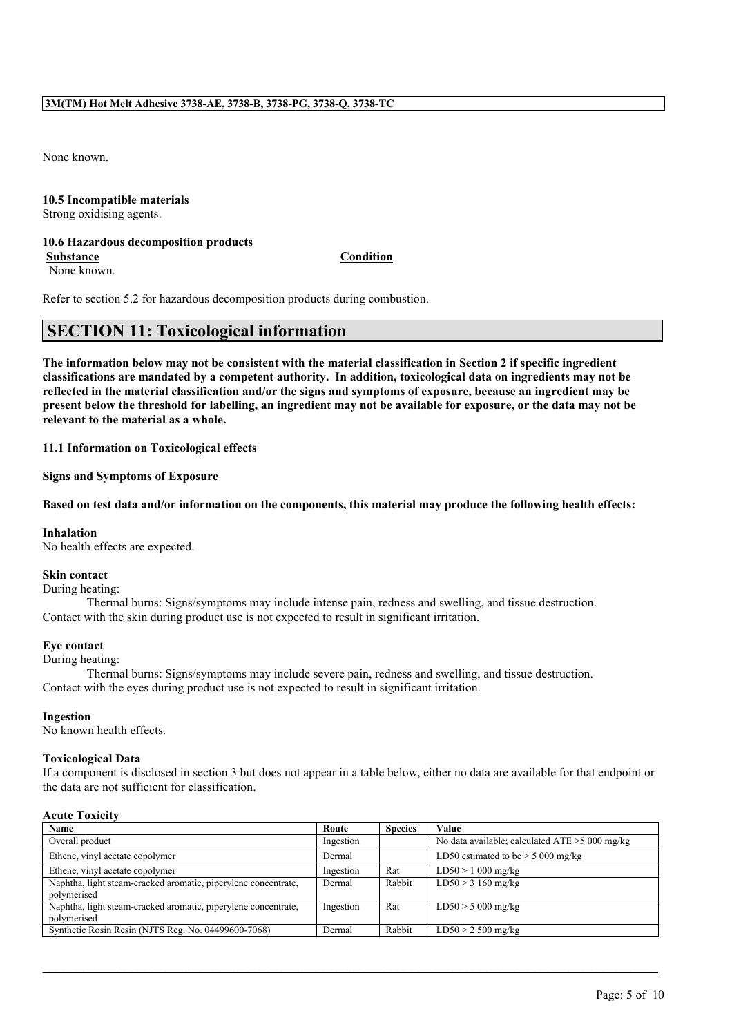None known.

**10.5 Incompatible materials**
Strong oxidising agents.

**10.6 Hazardous decomposition products**

| **Substance** | **Condition** |
|---|---|
| None known. | |

Refer to section 5.2 for hazardous decomposition products during combustion.

## SECTION 11: Toxicological information

**The information below may not be consistent with the material classification in Section 2 if specific ingredient classifications are mandated by a competent authority. In addition, toxicological data on ingredients may not be reflected in the material classification and/or the signs and symptoms of exposure, because an ingredient may be present below the threshold for labelling, an ingredient may not be available for exposure, or the data may not be relevant to the material as a whole.**

**11.1 Information on Toxicological effects**

**Signs and Symptoms of Exposure**

**Based on test data and/or information on the components, this material may produce the following health effects:**

**Inhalation**
No health effects are expected.

**Skin contact**
During heating:
Thermal burns: Signs/symptoms may include intense pain, redness and swelling, and tissue destruction.
Contact with the skin during product use is not expected to result in significant irritation.

**Eye contact**
During heating:
Thermal burns: Signs/symptoms may include severe pain, redness and swelling, and tissue destruction.
Contact with the eyes during product use is not expected to result in significant irritation.

**Ingestion**
No known health effects.

**Toxicological Data**
If a component is disclosed in section 3 but does not appear in a table below, either no data are available for that endpoint or the data are not sufficient for classification.

**Acute Toxicity**

| Name | Route | Species | Value |
|---|---|---|---|
| Overall product | Ingestion | | No data available; calculated ATE >5 000 mg/kg |
| Ethene, vinyl acetate copolymer | Dermal | | LD50 estimated to be > 5 000 mg/kg |
| Ethene, vinyl acetate copolymer | Ingestion | Rat | LD50 > 1 000 mg/kg |
| Naphtha, light steam-cracked aromatic, piperylene concentrate, polymerised | Dermal | Rabbit | LD50 > 3 160 mg/kg |
| Naphtha, light steam-cracked aromatic, piperylene concentrate, polymerised | Ingestion | Rat | LD50 > 5 000 mg/kg |
| Synthetic Rosin Resin (NJTS Reg. No. 04499600-7068) | Dermal | Rabbit | LD50 > 2 500 mg/kg |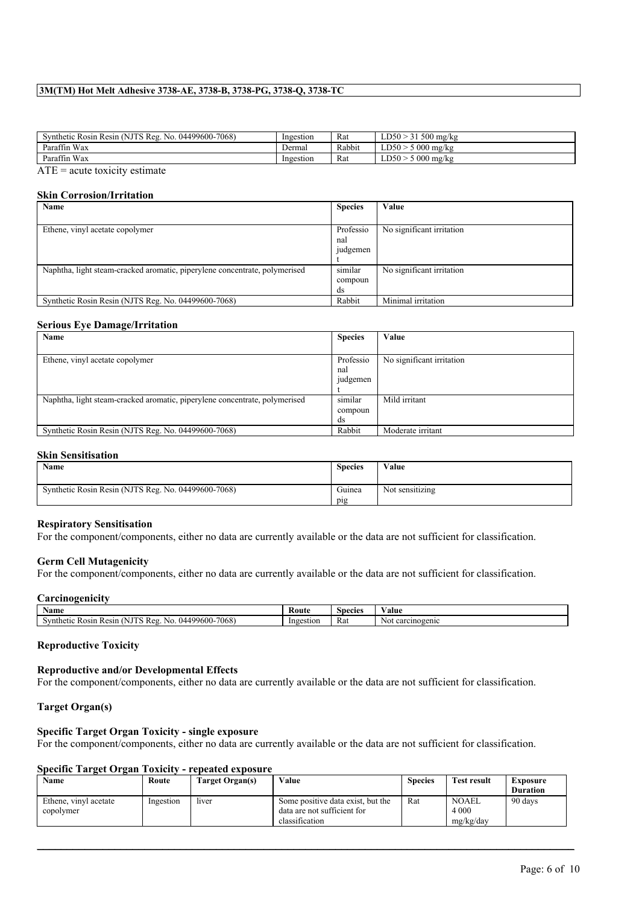| Synthetic Rosin Resin (NJTS Reg. No. 04499600-7068) | Ingestion | Rat | LD50 > 31 500 mg/kg |
|---|---|---|---|
| Paraffin Wax | Dermal | Rabbit | LD50 > 5 000 mg/kg |
| Paraffin Wax | Ingestion | Rat | LD50 > 5 000 mg/kg |

ATE = acute toxicity estimate

### Skin Corrosion/Irritation

| Name | Species | Value |
|---|---|---|
| Ethene, vinyl acetate copolymer | Professional judgement | No significant irritation |
| Naphtha, light steam-cracked aromatic, piperylene concentrate, polymerised | similar compounds | No significant irritation |
| Synthetic Rosin Resin (NJTS Reg. No. 04499600-7068) | Rabbit | Minimal irritation |

### Serious Eye Damage/Irritation

| Name | Species | Value |
|---|---|---|
| Ethene, vinyl acetate copolymer | Professional judgement | No significant irritation |
| Naphtha, light steam-cracked aromatic, piperylene concentrate, polymerised | similar compounds | Mild irritant |
| Synthetic Rosin Resin (NJTS Reg. No. 04499600-7068) | Rabbit | Moderate irritant |

### Skin Sensitisation

| Name | Species | Value |
|---|---|---|
| Synthetic Rosin Resin (NJTS Reg. No. 04499600-7068) | Guinea pig | Not sensitizing |

### Respiratory Sensitisation

For the component/components, either no data are currently available or the data are not sufficient for classification.

### Germ Cell Mutagenicity

For the component/components, either no data are currently available or the data are not sufficient for classification.

### Carcinogenicity

| Name | Route | Species | Value |
|---|---|---|---|
| Synthetic Rosin Resin (NJTS Reg. No. 04499600-7068) | Ingestion | Rat | Not carcinogenic |

### Reproductive Toxicity

### Reproductive and/or Developmental Effects

For the component/components, either no data are currently available or the data are not sufficient for classification.

### Target Organ(s)

### Specific Target Organ Toxicity - single exposure

For the component/components, either no data are currently available or the data are not sufficient for classification.

### Specific Target Organ Toxicity - repeated exposure

| Name | Route | Target Organ(s) | Value | Species | Test result | Exposure Duration |
|---|---|---|---|---|---|---|
| Ethene, vinyl acetate copolymer | Ingestion | liver | Some positive data exist, but the data are not sufficient for classification | Rat | NOAEL 4 000 mg/kg/day | 90 days |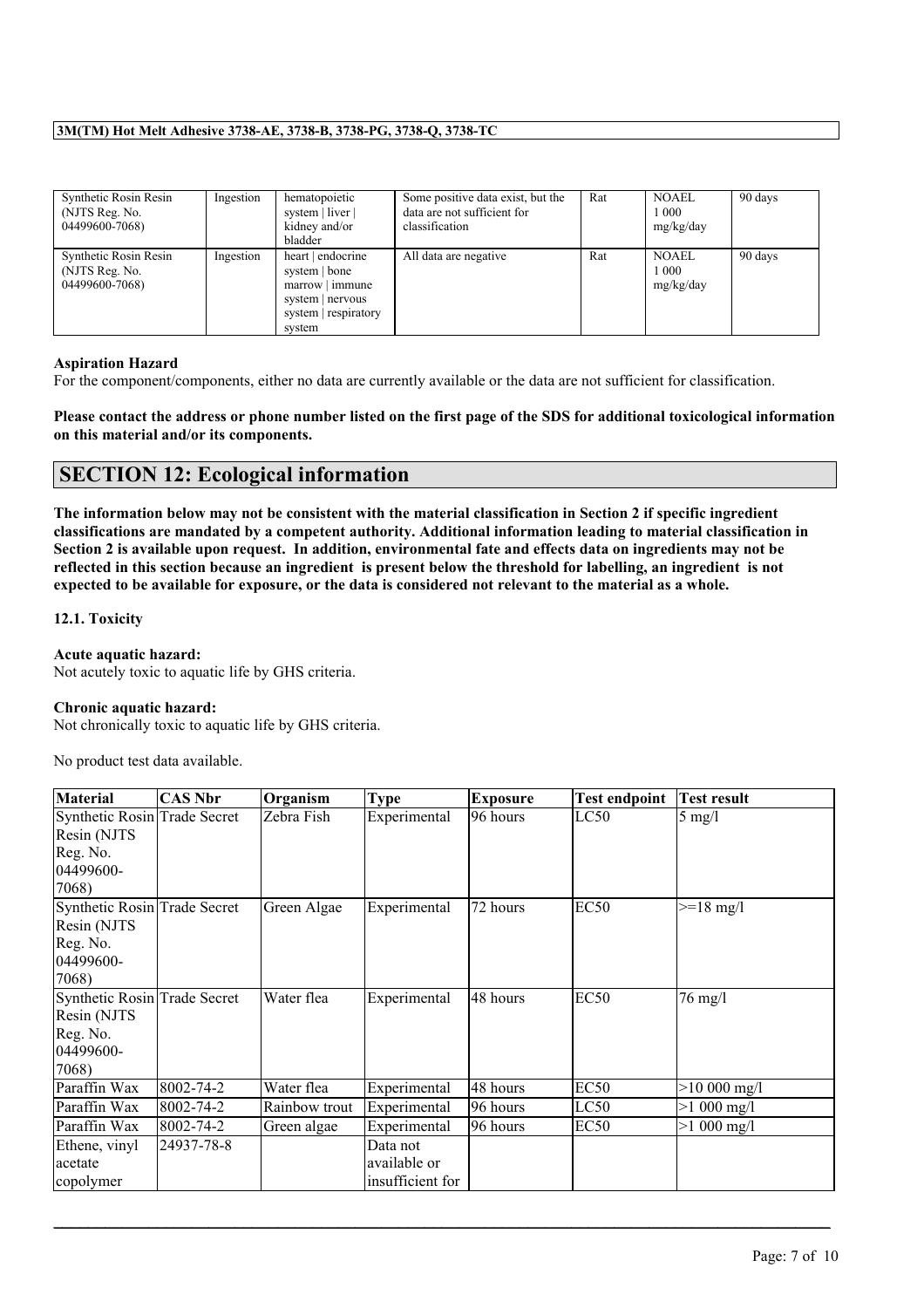| Synthetic Rosin Resin (NJTS Reg. No. 04499600-7068) | Ingestion | hematopoietic system \| liver \| kidney and/or bladder | Some positive data exist, but the data are not sufficient for classification | Rat | NOAEL 1 000 mg/kg/day | 90 days |
|---|---|---|---|---|---|---|
| Synthetic Rosin Resin (NJTS Reg. No. 04499600-7068) | Ingestion | heart \| endocrine system \| bone marrow \| immune system \| nervous system \| respiratory system | All data are negative | Rat | NOAEL 1 000 mg/kg/day | 90 days |

**Aspiration Hazard**

For the component/components, either no data are currently available or the data are not sufficient for classification.

**Please contact the address or phone number listed on the first page of the SDS for additional toxicological information on this material and/or its components.**

## SECTION 12: Ecological information

**The information below may not be consistent with the material classification in Section 2 if specific ingredient classifications are mandated by a competent authority. Additional information leading to material classification in Section 2 is available upon request. In addition, environmental fate and effects data on ingredients may not be reflected in this section because an ingredient is present below the threshold for labelling, an ingredient is not expected to be available for exposure, or the data is considered not relevant to the material as a whole.**

### 12.1. Toxicity

**Acute aquatic hazard:**

Not acutely toxic to aquatic life by GHS criteria.

**Chronic aquatic hazard:**

Not chronically toxic to aquatic life by GHS criteria.

No product test data available.

| Material | CAS Nbr | Organism | Type | Exposure | Test endpoint | Test result |
|---|---|---|---|---|---|---|
| Synthetic Rosin Resin (NJTS Reg. No. 04499600-7068) | Trade Secret | Zebra Fish | Experimental | 96 hours | LC50 | 5 mg/l |
| Synthetic Rosin Resin (NJTS Reg. No. 04499600-7068) | Trade Secret | Green Algae | Experimental | 72 hours | EC50 | >=18 mg/l |
| Synthetic Rosin Resin (NJTS Reg. No. 04499600-7068) | Trade Secret | Water flea | Experimental | 48 hours | EC50 | 76 mg/l |
| Paraffin Wax | 8002-74-2 | Water flea | Experimental | 48 hours | EC50 | >10 000 mg/l |
| Paraffin Wax | 8002-74-2 | Rainbow trout | Experimental | 96 hours | LC50 | >1 000 mg/l |
| Paraffin Wax | 8002-74-2 | Green algae | Experimental | 96 hours | EC50 | >1 000 mg/l |
| Ethene, vinyl acetate copolymer | 24937-78-8 | | Data not available or insufficient for | | | |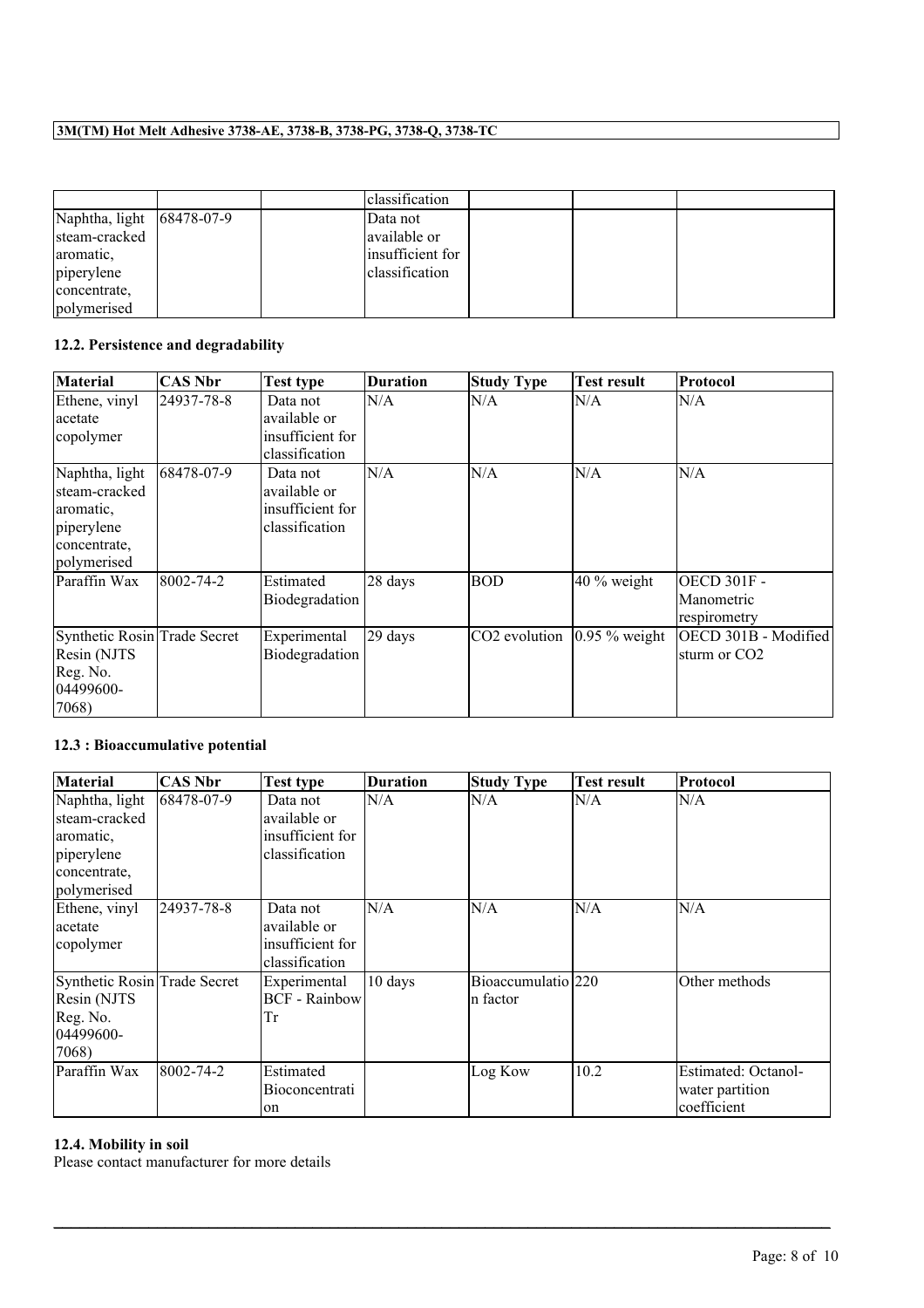|  |  |  | classification |  |  |  |
|---|---|---|---|---|---|---|
| Naphtha, light steam-cracked aromatic, piperylene concentrate, polymerised | 68478-07-9 |  | Data not available or insufficient for classification |  |  |  |

### 12.2. Persistence and degradability

| Material | CAS Nbr | Test type | Duration | Study Type | Test result | Protocol |
|---|---|---|---|---|---|---|
| Ethene, vinyl acetate copolymer | 24937-78-8 | Data not available or insufficient for classification | N/A | N/A | N/A | N/A |
| Naphtha, light steam-cracked aromatic, piperylene concentrate, polymerised | 68478-07-9 | Data not available or insufficient for classification | N/A | N/A | N/A | N/A |
| Paraffin Wax | 8002-74-2 | Estimated Biodegradation | 28 days | BOD | 40 % weight | OECD 301F - Manometric respirometry |
| Synthetic Rosin Resin (NJTS Reg. No. 04499600-7068) | Trade Secret | Experimental Biodegradation | 29 days | $CO_2$ evolution | 0.95 % weight | OECD 301B - Modified sturm or $CO_2$ |

### 12.3 : Bioaccumulative potential

| Material | CAS Nbr | Test type | Duration | Study Type | Test result | Protocol |
|---|---|---|---|---|---|---|
| Naphtha, light steam-cracked aromatic, piperylene concentrate, polymerised | 68478-07-9 | Data not available or insufficient for classification | N/A | N/A | N/A | N/A |
| Ethene, vinyl acetate copolymer | 24937-78-8 | Data not available or insufficient for classification | N/A | N/A | N/A | N/A |
| Synthetic Rosin Resin (NJTS Reg. No. 04499600-7068) | Trade Secret | Experimental BCF - Rainbow Tr | 10 days | Bioaccumulation factor | 220 | Other methods |
| Paraffin Wax | 8002-74-2 | Estimated Bioconcentration |  | Log Kow | 10.2 | Estimated: Octanol-water partition coefficient |

### 12.4. Mobility in soil

Please contact manufacturer for more details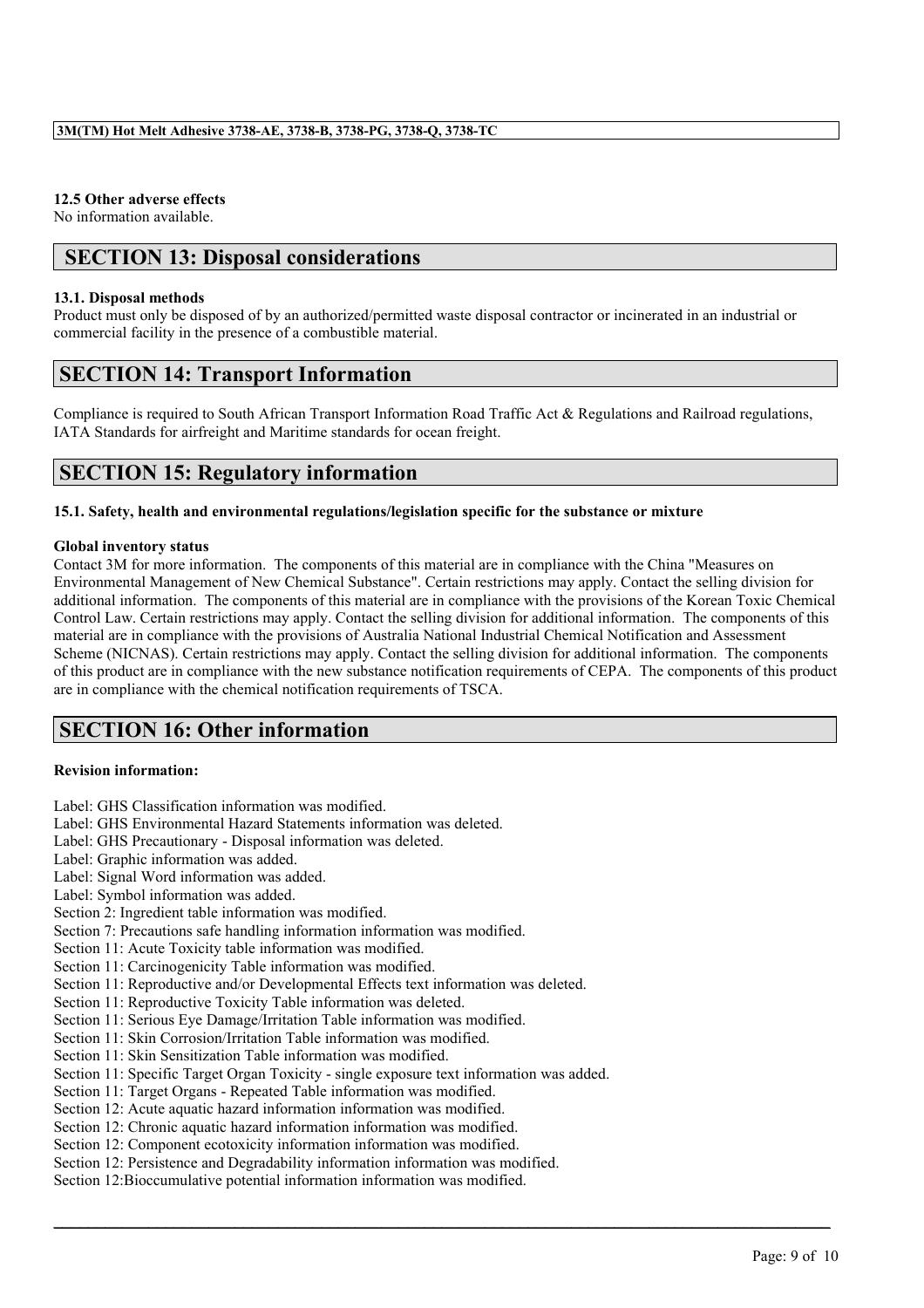### 12.5 Other adverse effects

No information available.

## SECTION 13: Disposal considerations

### 13.1. Disposal methods

Product must only be disposed of by an authorized/permitted waste disposal contractor or incinerated in an industrial or commercial facility in the presence of a combustible material.

## SECTION 14: Transport Information

Compliance is required to South African Transport Information Road Traffic Act & Regulations and Railroad regulations, IATA Standards for airfreight and Maritime standards for ocean freight.

## SECTION 15: Regulatory information

### 15.1. Safety, health and environmental regulations/legislation specific for the substance or mixture

**Global inventory status**

Contact 3M for more information. The components of this material are in compliance with the China "Measures on Environmental Management of New Chemical Substance". Certain restrictions may apply. Contact the selling division for additional information. The components of this material are in compliance with the provisions of the Korean Toxic Chemical Control Law. Certain restrictions may apply. Contact the selling division for additional information. The components of this material are in compliance with the provisions of Australia National Industrial Chemical Notification and Assessment Scheme (NICNAS). Certain restrictions may apply. Contact the selling division for additional information. The components of this product are in compliance with the new substance notification requirements of CEPA. The components of this product are in compliance with the chemical notification requirements of TSCA.

## SECTION 16: Other information

**Revision information:**

Label: GHS Classification information was modified.
Label: GHS Environmental Hazard Statements information was deleted.
Label: GHS Precautionary - Disposal information was deleted.
Label: Graphic information was added.
Label: Signal Word information was added.
Label: Symbol information was added.
Section 2: Ingredient table information was modified.
Section 7: Precautions safe handling information information was modified.
Section 11: Acute Toxicity table information was modified.
Section 11: Carcinogenicity Table information was modified.
Section 11: Reproductive and/or Developmental Effects text information was deleted.
Section 11: Reproductive Toxicity Table information was deleted.
Section 11: Serious Eye Damage/Irritation Table information was modified.
Section 11: Skin Corrosion/Irritation Table information was modified.
Section 11: Skin Sensitization Table information was modified.
Section 11: Specific Target Organ Toxicity - single exposure text information was added.
Section 11: Target Organs - Repeated Table information was modified.
Section 12: Acute aquatic hazard information information was modified.
Section 12: Chronic aquatic hazard information information was modified.
Section 12: Component ecotoxicity information information was modified.
Section 12: Persistence and Degradability information information was modified.
Section 12:Bioccumulative potential information information was modified.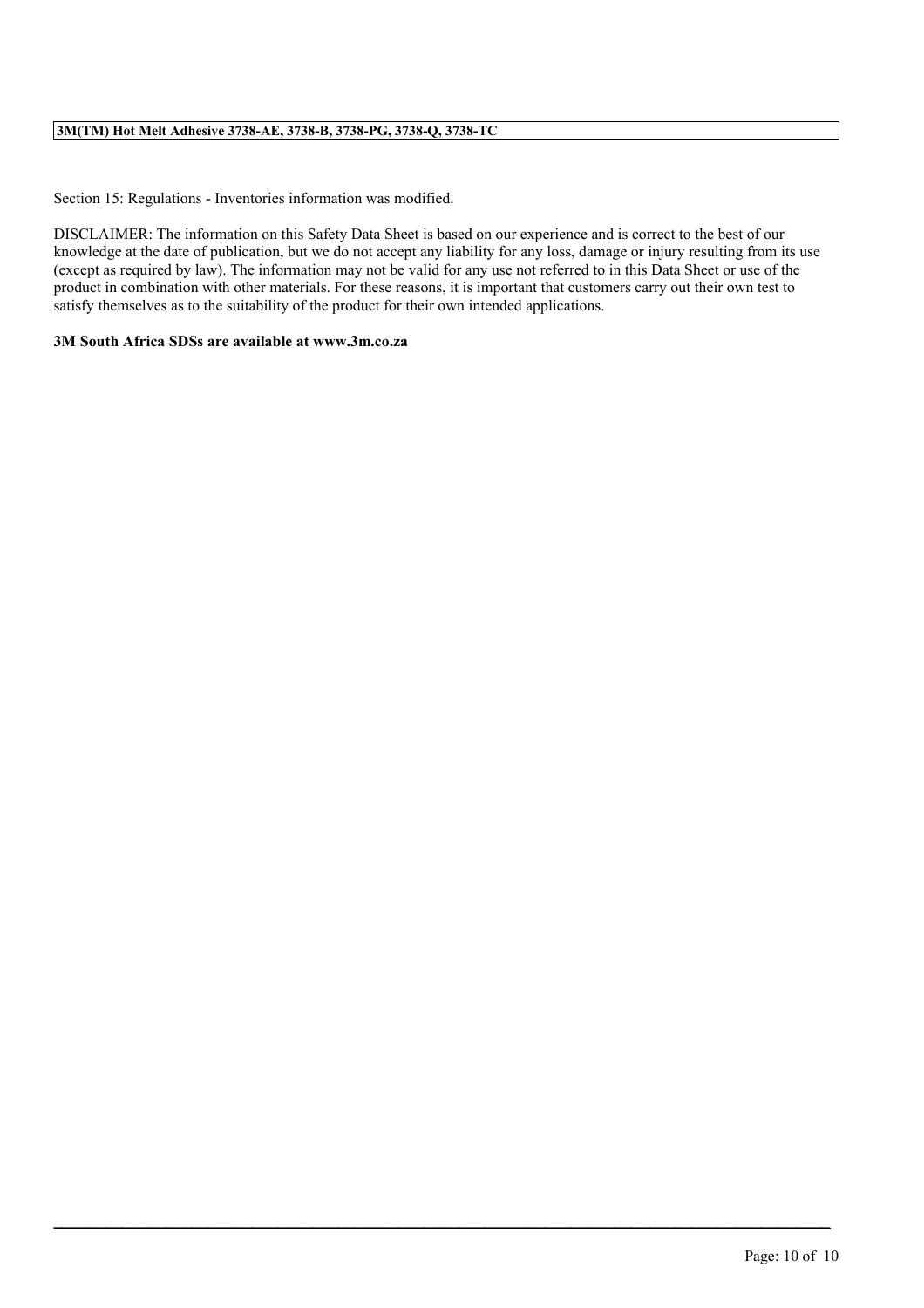Section 15: Regulations - Inventories information was modified.

DISCLAIMER: The information on this Safety Data Sheet is based on our experience and is correct to the best of our knowledge at the date of publication, but we do not accept any liability for any loss, damage or injury resulting from its use (except as required by law). The information may not be valid for any use not referred to in this Data Sheet or use of the product in combination with other materials. For these reasons, it is important that customers carry out their own test to satisfy themselves as to the suitability of the product for their own intended applications.

**3M South Africa SDSs are available at www.3m.co.za**